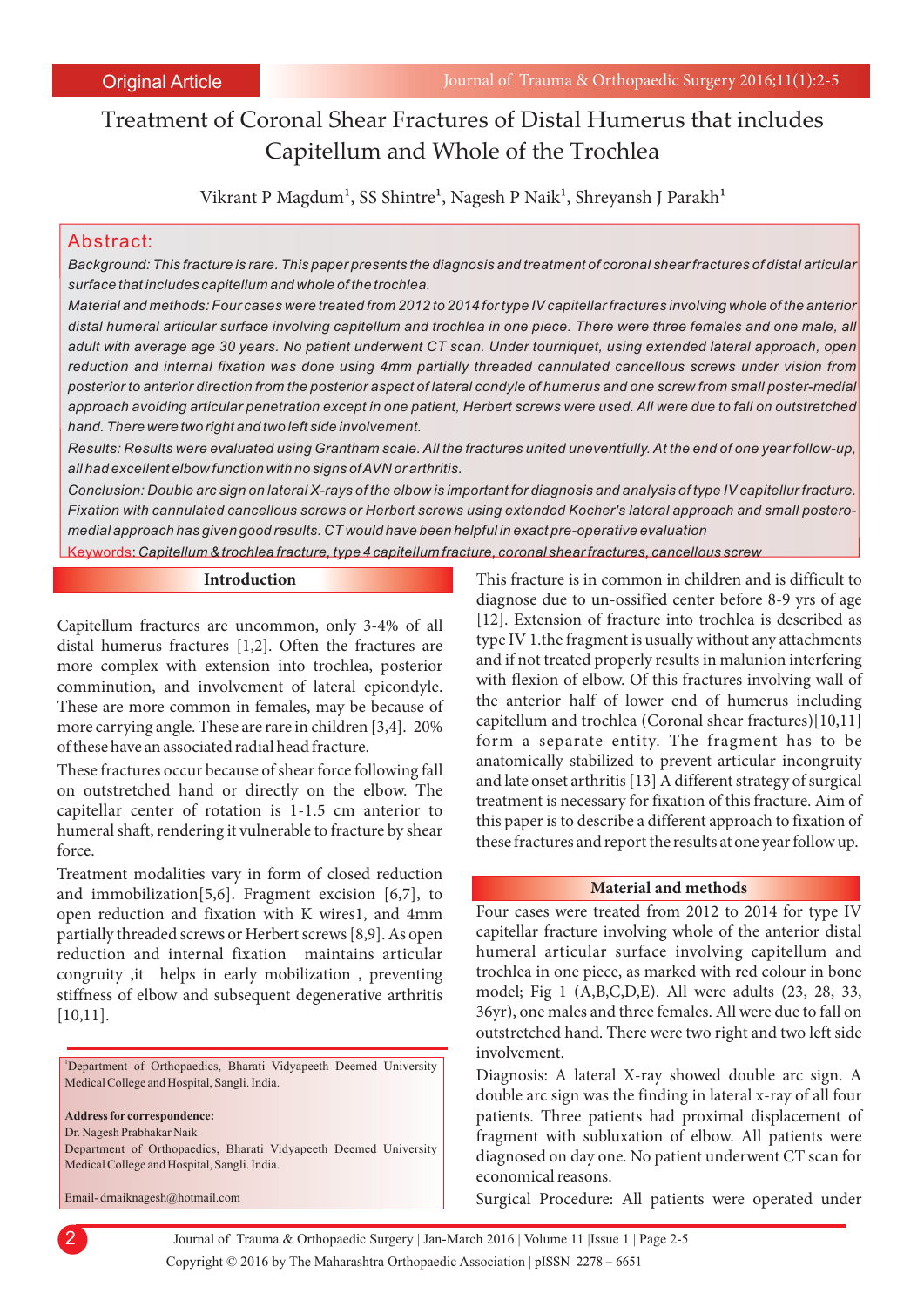Original Article

# Treatment of Coronal Shear Fractures of Distal Humerus that includes Capitellum and Whole of the Trochlea

Vikrant P Magdum[1], SS Shintre[1], Nagesh P Naik[1], Shreyansh J Parakh[1]

## Abstract:

*Background: This fracture is rare. This paper presents the diagnosis and treatment of coronal shear fractures of distal articular surface that includes capitellum and whole of the trochlea.*

*Material and methods: Four cases were treated from 2012 to 2014 for type IV capitellar fractures involving whole of the anterior distal humeral articular surface involving capitellum and trochlea in one piece. There were three females and one male, all adult with average age 30 years. No patient underwent CT scan. Under tourniquet, using extended lateral approach, open reduction and internal fixation was done using 4mm partially threaded cannulated cancellous screws under vision from posterior to anterior direction from the posterior aspect of lateral condyle of humerus and one screw from small poster-medial approach avoiding articular penetration except in one patient, Herbert screws were used. All were due to fall on outstretched hand. There were two right and two left side involvement.*

*Results: Results were evaluated using Grantham scale. All the fractures united uneventfully. At the end of one year follow-up, all had excellent elbow function with no signs of AVN or arthritis.*

*Conclusion: Double arc sign on lateral X-rays of the elbow is important for diagnosis and analysis of type IV capitellur fracture. Fixation with cannulated cancellous screws or Herbert screws using extended Kocher's lateral approach and small postero-medial approach has given good results. CT would have been helpful in exact pre-operative evaluation*

Keywords: *Capitellum & trochlea fracture, type 4 capitellum fracture, coronal shear fractures, cancellous screw*

## Introduction

Capitellum fractures are uncommon, only 3-4% of all distal humerus fractures [1,2]. Often the fractures are more complex with extension into trochlea, posterior comminution, and involvement of lateral epicondyle. These are more common in females, may be because of more carrying angle. These are rare in children [3,4]. 20% of these have an associated radial head fracture.

These fractures occur because of shear force following fall on outstretched hand or directly on the elbow. The capitellar center of rotation is 1-1.5 cm anterior to humeral shaft, rendering it vulnerable to fracture by shear force.

Treatment modalities vary in form of closed reduction and immobilization[5,6]. Fragment excision [6,7], to open reduction and fixation with K wires1, and 4mm partially threaded screws or Herbert screws [8,9]. As open reduction and internal fixation maintains articular congruity ,it helps in early mobilization , preventing stiffness of elbow and subsequent degenerative arthritis [10,11].

This fracture is in common in children and is difficult to diagnose due to un-ossified center before 8-9 yrs of age [12]. Extension of fracture into trochlea is described as type IV 1.the fragment is usually without any attachments and if not treated properly results in malunion interfering with flexion of elbow. Of this fractures involving wall of the anterior half of lower end of humerus including capitellum and trochlea (Coronal shear fractures)[10,11] form a separate entity. The fragment has to be anatomically stabilized to prevent articular incongruity and late onset arthritis [13] A different strategy of surgical treatment is necessary for fixation of this fracture. Aim of this paper is to describe a different approach to fixation of these fractures and report the results at one year follow up.

## Material and methods

Four cases were treated from 2012 to 2014 for type IV capitellar fracture involving whole of the anterior distal humeral articular surface involving capitellum and trochlea in one piece, as marked with red colour in bone model; Fig 1 (A,B,C,D,E). All were adults (23, 28, 33, 36yr), one males and three females. All were due to fall on outstretched hand. There were two right and two left side involvement.

Diagnosis: A lateral X-ray showed double arc sign. A double arc sign was the finding in lateral x-ray of all four patients. Three patients had proximal displacement of fragment with subluxation of elbow. All patients were diagnosed on day one. No patient underwent CT scan for economical reasons.

Surgical Procedure: All patients were operated under

---

[1]Department of Orthopaedics, Bharati Vidyapeeth Deemed University Medical College and Hospital, Sangli. India.

**Address for correspondence:**
Dr. Nagesh Prabhakar Naik
Department of Orthopaedics, Bharati Vidyapeeth Deemed University Medical College and Hospital, Sangli. India.

Email- drnaiknagesh@hotmail.com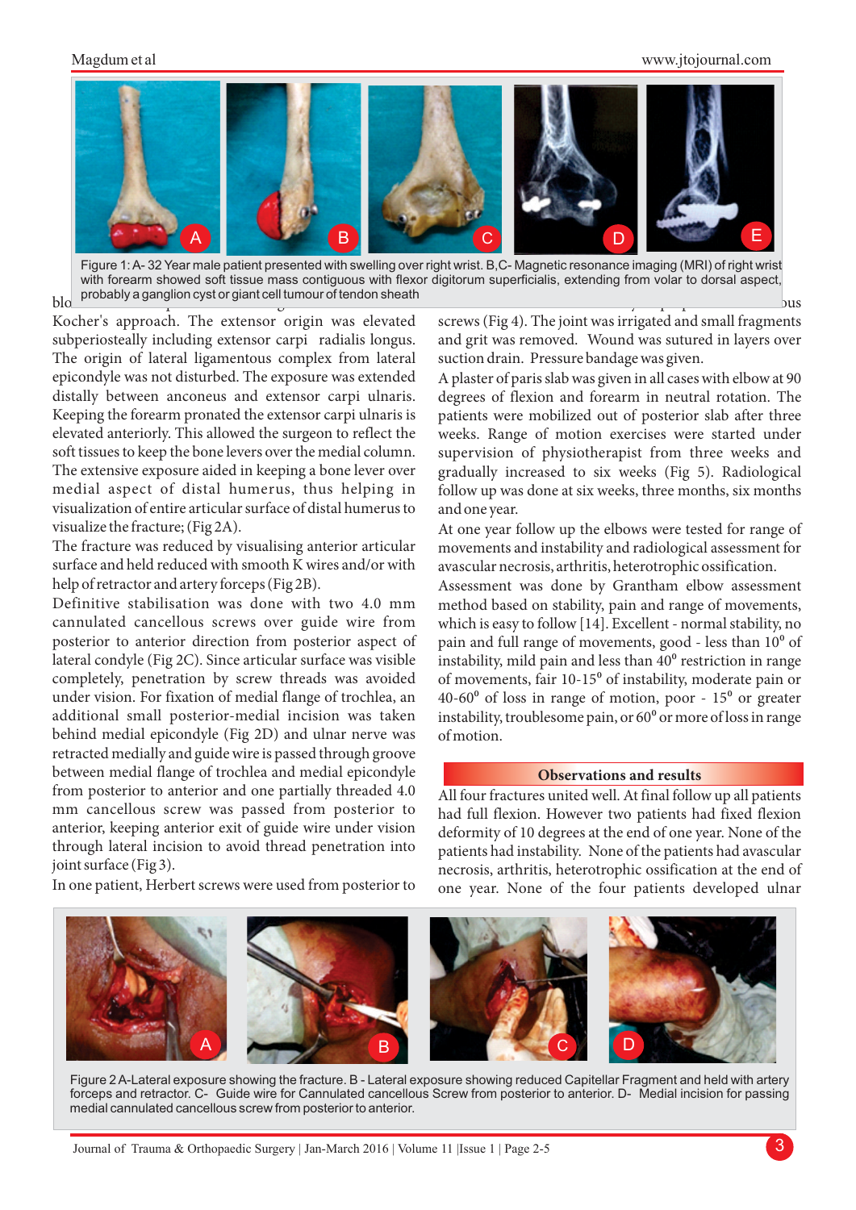Figure 1: A- 32 Year male patient presented with swelling over right wrist. B,C- Magnetic resonance imaging (MRI) of right wrist with forearm showed soft tissue mass contiguous with flexor digitorum superficialis, extending from volar to dorsal aspect, probably a ganglion cyst or giant cell tumour of tendon sheath

Kocher's approach. The extensor origin was elevated subperiosteally including extensor carpi radialis longus. The origin of lateral ligamentous complex from lateral epicondyle was not disturbed. The exposure was extended distally between anconeus and extensor carpi ulnaris. Keeping the forearm pronated the extensor carpi ulnaris is elevated anteriorly. This allowed the surgeon to reflect the soft tissues to keep the bone levers over the medial column. The extensive exposure aided in keeping a bone lever over medial aspect of distal humerus, thus helping in visualization of entire articular surface of distal humerus to visualize the fracture; (Fig 2A).

The fracture was reduced by visualising anterior articular surface and held reduced with smooth K wires and/or with help of retractor and artery forceps (Fig 2B).

Definitive stabilisation was done with two 4.0 mm cannulated cancellous screws over guide wire from posterior to anterior direction from posterior aspect of lateral condyle (Fig 2C). Since articular surface was visible completely, penetration by screw threads was avoided under vision. For fixation of medial flange of trochlea, an additional small posterior-medial incision was taken behind medial epicondyle (Fig 2D) and ulnar nerve was retracted medially and guide wire is passed through groove between medial flange of trochlea and medial epicondyle from posterior to anterior and one partially threaded 4.0 mm cancellous screw was passed from posterior to anterior, keeping anterior exit of guide wire under vision through lateral incision to avoid thread penetration into joint surface (Fig 3).

In one patient, Herbert screws were used from posterior to

screws (Fig 4). The joint was irrigated and small fragments and grit was removed. Wound was sutured in layers over suction drain. Pressure bandage was given.

A plaster of paris slab was given in all cases with elbow at 90 degrees of flexion and forearm in neutral rotation. The patients were mobilized out of posterior slab after three weeks. Range of motion exercises were started under supervision of physiotherapist from three weeks and gradually increased to six weeks (Fig 5). Radiological follow up was done at six weeks, three months, six months and one year.

At one year follow up the elbows were tested for range of movements and instability and radiological assessment for avascular necrosis, arthritis, heterotrophic ossification.

Assessment was done by Grantham elbow assessment method based on stability, pain and range of movements, which is easy to follow [14]. Excellent - normal stability, no pain and full range of movements, good - less than 10° of instability, mild pain and less than 40° restriction in range of movements, fair 10-15° of instability, moderate pain or 40-60° of loss in range of motion, poor - 15° or greater instability, troublesome pain, or 60° or more of loss in range of motion.

## Observations and results

All four fractures united well. At final follow up all patients had full flexion. However two patients had fixed flexion deformity of 10 degrees at the end of one year. None of the patients had instability. None of the patients had avascular necrosis, arthritis, heterotrophic ossification at the end of one year. None of the four patients developed ulnar

Figure 2 A-Lateral exposure showing the fracture. B - Lateral exposure showing reduced Capitellar Fragment and held with artery forceps and retractor. C- Guide wire for Cannulated cancellous Screw from posterior to anterior. D- Medial incision for passing medial cannulated cancellous screw from posterior to anterior.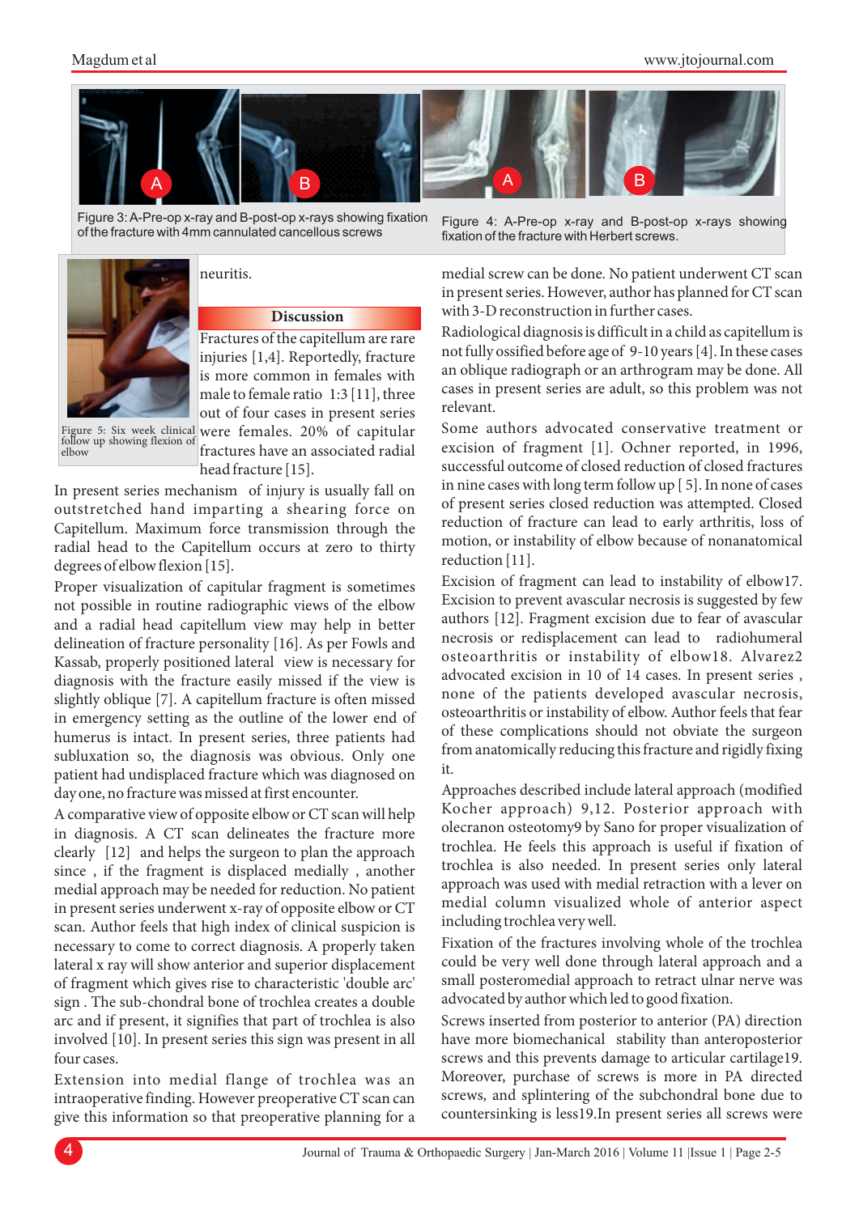Figure 3: A-Pre-op x-ray and B-post-op x-rays showing fixation of the fracture with 4mm cannulated cancellous screws

Figure 4: A-Pre-op x-ray and B-post-op x-rays showing fixation of the fracture with Herbert screws.

Figure 5: Six week clinical follow up showing flexion of elbow

neuritis.

## Discussion

Fractures of the capitellum are rare injuries [1,4]. Reportedly, fracture is more common in females with male to female ratio 1:3 [11], three out of four cases in present series were females. 20% of capitular fractures have an associated radial head fracture [15].

In present series mechanism of injury is usually fall on outstretched hand imparting a shearing force on Capitellum. Maximum force transmission through the radial head to the Capitellum occurs at zero to thirty degrees of elbow flexion [15].

Proper visualization of capitular fragment is sometimes not possible in routine radiographic views of the elbow and a radial head capitellum view may help in better delineation of fracture personality [16]. As per Fowls and Kassab, properly positioned lateral view is necessary for diagnosis with the fracture easily missed if the view is slightly oblique [7]. A capitellum fracture is often missed in emergency setting as the outline of the lower end of humerus is intact. In present series, three patients had subluxation so, the diagnosis was obvious. Only one patient had undisplaced fracture which was diagnosed on day one, no fracture was missed at first encounter.

A comparative view of opposite elbow or CT scan will help in diagnosis. A CT scan delineates the fracture more clearly [12] and helps the surgeon to plan the approach since , if the fragment is displaced medially , another medial approach may be needed. No patient in present series underwent x-ray of opposite elbow or CT scan. Author feels that high index of clinical suspicion is necessary to come to correct diagnosis. A properly taken lateral x ray will show anterior and superior displacement of fragment which gives rise to characteristic 'double arc' sign . The sub-chondral bone of trochlea creates a double arc and if present, it signifies that part of trochlea is also involved [10]. In present series this sign was present in all four cases.

Extension into medial flange of trochlea was an intraoperative finding. However preoperative CT scan can give this information so that preoperative planning for a medial screw can be done. No patient underwent CT scan in present series. However, author has planned for CT scan with 3-D reconstruction in further cases.

Radiological diagnosis is difficult in a child as capitellum is not fully ossified before age of 9-10 years [4]. In these cases an oblique radiograph or an arthrogram may be done. All cases in present series are adult, so this problem was not relevant.

Some authors advocated conservative treatment or excision of fragment [1]. Ochner reported, in 1996, successful outcome of closed reduction of closed fractures in nine cases with long term follow up [ 5]. In none of cases of present series closed reduction was attempted. Closed reduction of fracture can lead to early arthritis, loss of motion, or instability of elbow because of nonanatomical reduction [11].

Excision of fragment can lead to instability of elbow17. Excision to prevent avascular necrosis is suggested by few authors [12]. Fragment excision due to fear of avascular necrosis or redisplacement can lead to radiohumeral osteoarthritis or instability of elbow18. Alvarez2 advocated excision in 10 of 14 cases. In present series , none of the patients developed avascular necrosis, osteoarthritis or instability of elbow. Author feels that fear of these complications should not obviate the surgeon from anatomically reducing this fracture and rigidly fixing it.

Approaches described include lateral approach (modified Kocher approach) 9,12. Posterior approach with olecranon osteotomy9 by Sano for proper visualization of trochlea. He feels this approach is useful if fixation of trochlea is also needed. In present series only lateral approach was used with medial retraction with a lever on medial column visualized whole of anterior aspect including trochlea very well.

Fixation of the fractures involving whole of the trochlea could be very well done through lateral approach and a small posteromedial approach to retract ulnar nerve was advocated by author which led to good fixation.

Screws inserted from posterior to anterior (PA) direction have more biomechanical stability than anteroposterior screws and this prevents damage to articular cartilage19. Moreover, purchase of screws is more in PA directed screws, and splintering of the subchondral bone due to countersinking is less19.In present series all screws were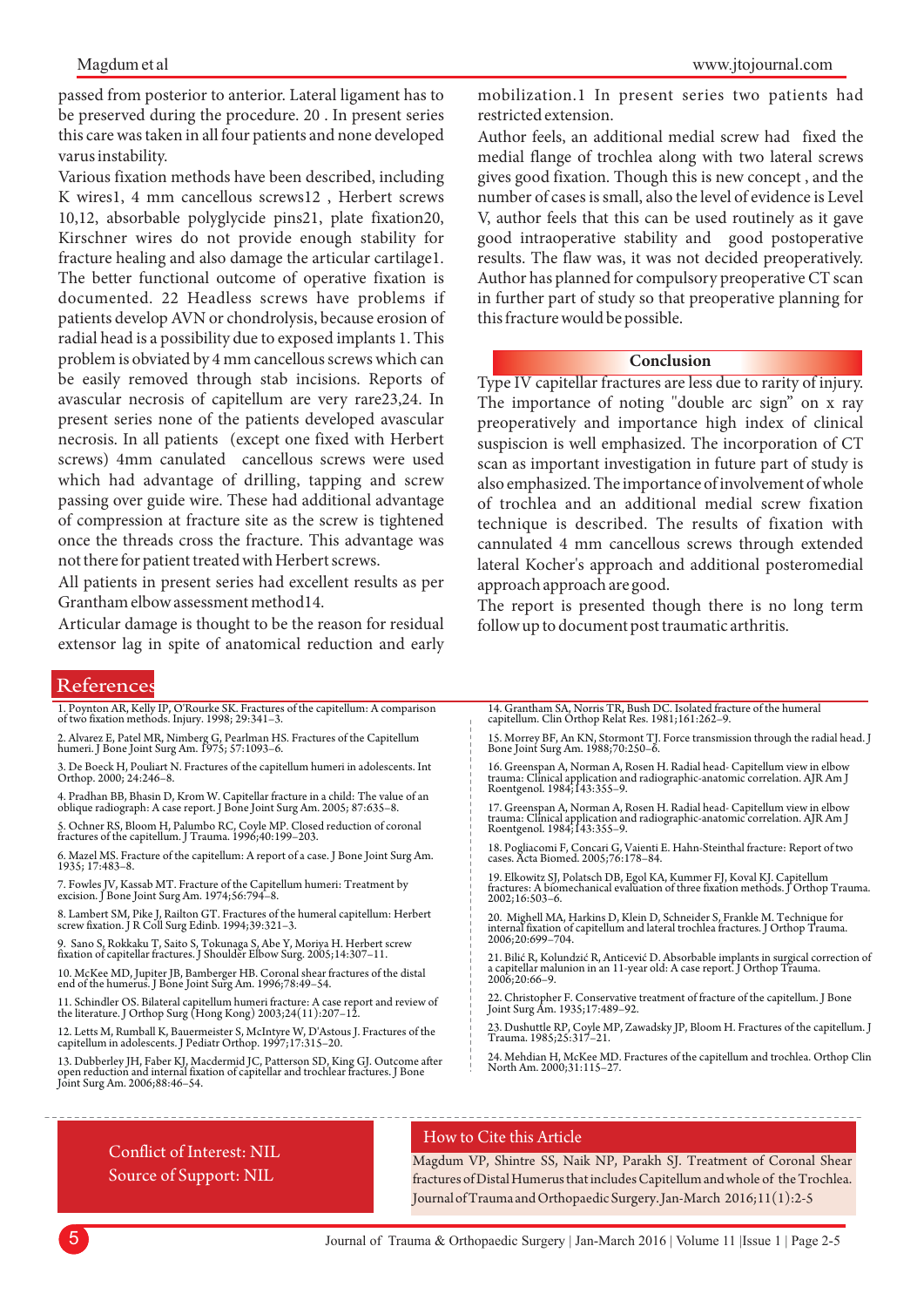passed from posterior to anterior. Lateral ligament has to be preserved during the procedure. 20 . In present series this care was taken in all four patients and none developed varus instability.

Various fixation methods have been described, including K wires1, 4 mm cancellous screws12 , Herbert screws 10,12, absorbable polyglycide pins21, plate fixation20, Kirschner wires do not provide enough stability for fracture healing and also damage the articular cartilage1. The better functional outcome of operative fixation is documented. 22 Headless screws have problems if patients develop AVN or chondrolysis, because erosion of radial head is a possibility due to exposed implants 1. This problem is obviated by 4 mm cancellous screws which can be easily removed through stab incisions. Reports of avascular necrosis of capitellum are very rare23,24. In present series none of the patients developed avascular necrosis. In all patients (except one fixed with Herbert screws) 4mm canulated cancellous screws were used which had advantage of drilling, tapping and screw passing over guide wire. These had additional advantage of compression at fracture site as the screw is tightened once the threads cross the fracture. This advantage was not there for patient treated with Herbert screws.

All patients in present series had excellent results as per Grantham elbow assessment method14.

Articular damage is thought to be the reason for residual extensor lag in spite of anatomical reduction and early mobilization.1 In present series two patients had restricted extension.

Author feels, an additional medial screw had fixed the medial flange of trochlea along with two lateral screws gives good fixation. Though this is new concept , and the number of cases is small, also the level of evidence is Level V, author feels that this can be used routinely as it gave good intraoperative stability and good postoperative results. The flaw was, it was not decided preoperatively. Author has planned for compulsory preoperative CT scan in further part of study so that preoperative planning for this fracture would be possible.

## Conclusion

Type IV capitellar fractures are less due to rarity of injury. The importance of noting "double arc sign" on x ray preoperatively and importance high index of clinical suspicion is well emphasized. The incorporation of CT scan as important investigation in future part of study is also emphasized. The importance of involvement of whole of trochlea and an additional medial screw fixation technique is described. The results of fixation with cannulated 4 mm cancellous screws through extended lateral Kocher's approach and additional posteromedial approach approach are good.

The report is presented though there is no long term follow up to document post traumatic arthritis.

## References

1. Poynton AR, Kelly IP, O'Rourke SK. Fractures of the capitellum: A comparison of two fixation methods. Injury. 1998; 29:341–3.
2. Alvarez E, Patel MR, Nimberg G, Pearlman HS. Fractures of the Capitellum humeri. J Bone Joint Surg Am. 1975; 57:1093–6.
3. De Boeck H, Pouliart N. Fractures of the capitellum humeri in adolescents. Int Orthop. 2000; 24:246–8.
4. Pradhan BB, Bhasin D, Krom W. Capitellar fracture in a child: The value of an oblique radiograph: A case report. J Bone Joint Surg Am. 2005; 87:635–8.
5. Ochner RS, Bloom H, Palumbo RC, Coyle MP. Closed reduction of coronal fractures of the capitellum. J Trauma. 1996;40:199–203.
6. Mazel MS. Fracture of the capitellum: A report of a case. J Bone Joint Surg Am. 1935; 17:483–8.
7. Fowles JV, Kassab MT. Fracture of the Capitellum humeri: Treatment by excision. J Bone Joint Surg Am. 1974;56:794–8.
8. Lambert SM, Pike J, Railton GT. Fractures of the humeral capitellum: Herbert screw fixation. J R Coll Surg Edinb. 1994;39:321–3.
9. Sano S, Rokkaku T, Saito S, Tokunaga S, Abe Y, Moriya H. Herbert screw fixation of capitellar fractures. J Shoulder Elbow Surg. 2005;14:307–11.
10. McKee MD, Jupiter JB, Bamberger HB. Coronal shear fractures of the distal end of the humerus. J Bone Joint Surg Am. 1996;78:49–54.
11. Schindler OS. Bilateral capitellum humeri fracture: A case report and review of the literature. J Orthop Surg (Hong Kong) 2003;24(11):207–12.
12. Letts M, Rumball K, Bauermeister S, McIntyre W, D'Astous J. Fractures of the capitellum in adolescents. J Pediatr Orthop. 1997;17:315–20.
13. Dubberley JH, Faber KJ, Macdermid JC, Patterson SD, King GJ. Outcome after open reduction and internal fixation of capitellar and trochlear fractures. J Bone Joint Surg Am. 2006;88:46–54.
14. Grantham SA, Norris TR, Bush DC. Isolated fracture of the humeral capitellum. Clin Orthop Relat Res. 1981;161:262–9.
15. Morrey BF, An KN, Stormont TJ. Force transmission through the radial head. J Bone Joint Surg Am. 1988;70:250–6.
16. Greenspan A, Norman A, Rosen H. Radial head- Capitellum view in elbow trauma: Clinical application and radiographic-anatomic correlation. AJR Am J Roentgenol. 1984;143:355–9.
17. Greenspan A, Norman A, Rosen H. Radial head- Capitellum view in elbow trauma: Clinical application and radiographic-anatomic correlation. AJR Am J Roentgenol. 1984;143:355–9.
18. Pogliacomi F, Concari G, Vaienti E. Hahn-Steinthal fracture: Report of two cases. Acta Biomed. 2005;76:178–84.
19. Elkowitz SJ, Polatsch DB, Egol KA, Kummer FJ, Koval KJ. Capitellum fractures: A biomechanical evaluation of three fixation methods. J Orthop Trauma. 2002;16:503–6.
20. Mighell MA, Harkins D, Klein D, Schneider S, Frankle M. Technique for internal fixation of capitellum and lateral trochlea fractures. J Orthop Trauma. 2006;20:699–704.
21. Bilić R, Kolundzić R, Anticević D. Absorbable implants in surgical correction of a capitellar malunion in an 11-year old: A case report. J Orthop Trauma. 2006;20:66–9.
22. Christopher F. Conservative treatment of fracture of the capitellum. J Bone Joint Surg Am. 1935;17:489–92.
23. Dushuttle RP, Coyle MP, Zawadsky JP, Bloom H. Fractures of the capitellum. J Trauma. 1985;25:317–21.
24. Mehdian H, McKee MD. Fractures of the capitellum and trochlea. Orthop Clin North Am. 2000;31:115–27.

Conflict of Interest: NIL
Source of Support: NIL

**How to Cite this Article**

Magdum VP, Shintre SS, Naik NP, Parakh SJ. Treatment of Coronal Shear fractures of Distal Humerus that includes Capitellum and whole of the Trochlea. Journal of Trauma and Orthopaedic Surgery. Jan-March 2016;11(1):2-5